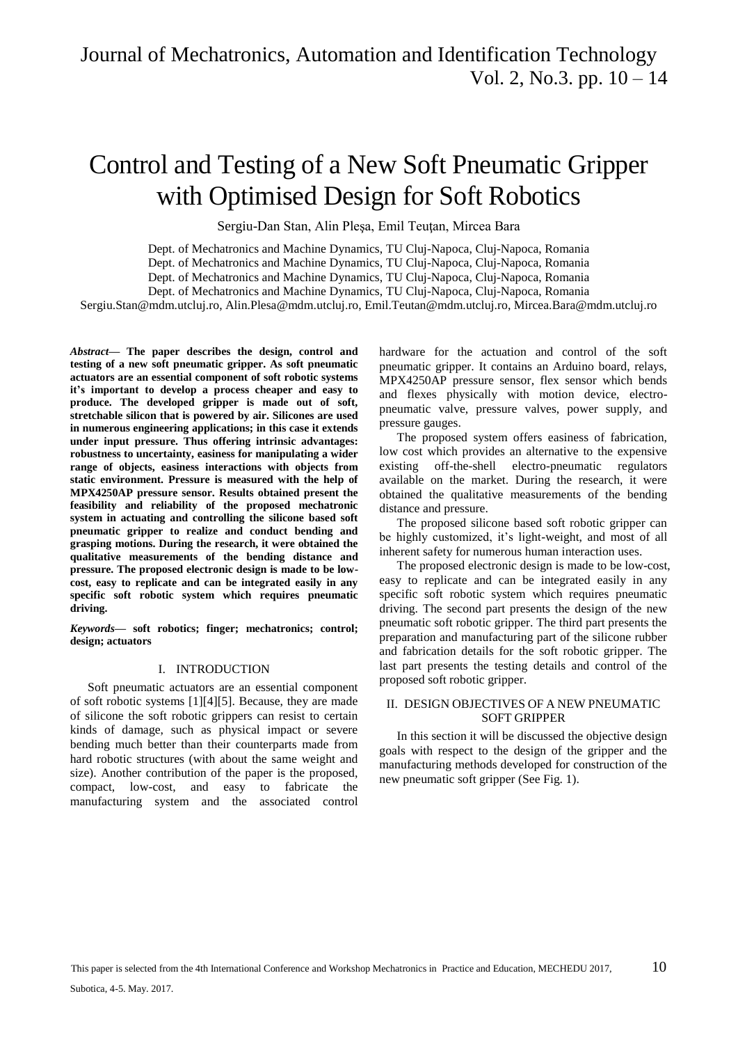# Control and Testing of a New Soft Pneumatic Gripper with Optimised Design for Soft Robotics

Sergiu-Dan Stan, Alin Pleşa, Emil Teuţan, Mircea Bara

Dept. of Mechatronics and Machine Dynamics, TU Cluj-Napoca, Cluj-Napoca, Romania
Dept. of Mechatronics and Machine Dynamics, TU Cluj-Napoca, Cluj-Napoca, Romania
Dept. of Mechatronics and Machine Dynamics, TU Cluj-Napoca, Cluj-Napoca, Romania
Dept. of Mechatronics and Machine Dynamics, TU Cluj-Napoca, Cluj-Napoca, Romania
Sergiu.Stan@mdm.utcluj.ro, Alin.Plesa@mdm.utcluj.ro, Emil.Teutan@mdm.utcluj.ro, Mircea.Bara@mdm.utcluj.ro

***Abstract*— The paper describes the design, control and testing of a new soft pneumatic gripper. As soft pneumatic actuators are an essential component of soft robotic systems it's important to develop a process cheaper and easy to produce. The developed gripper is made out of soft, stretchable silicon that is powered by air. Silicones are used in numerous engineering applications; in this case it extends under input pressure. Thus offering intrinsic advantages: robustness to uncertainty, easiness for manipulating a wider range of objects, easiness interactions with objects from static environment. Pressure is measured with the help of MPX4250AP pressure sensor. Results obtained present the feasibility and reliability of the proposed mechatronic system in actuating and controlling the silicone based soft pneumatic gripper to realize and conduct bending and grasping motions. During the research, it were obtained the qualitative measurements of the bending distance and pressure. The proposed electronic design is made to be low-cost, easy to replicate and can be integrated easily in any specific soft robotic system which requires pneumatic driving.**

***Keywords*— soft robotics; finger; mechatronics; control; design; actuators**

## I. INTRODUCTION

Soft pneumatic actuators are an essential component of soft robotic systems [1][4][5]. Because, they are made of silicone the soft robotic grippers can resist to certain kinds of damage, such as physical impact or severe bending much better than their counterparts made from hard robotic structures (with about the same weight and size). Another contribution of the paper is the proposed, compact, low-cost, and easy to fabricate the manufacturing system and the associated control hardware for the actuation and control of the soft pneumatic gripper. It contains an Arduino board, relays, MPX4250AP pressure sensor, flex sensor which bends and flexes physically with motion device, electro-pneumatic valve, pressure valves, power supply, and pressure gauges.

The proposed system offers easiness of fabrication, low cost which provides an alternative to the expensive existing off-the-shell electro-pneumatic regulators available on the market. During the research, it were obtained the qualitative measurements of the bending distance and pressure.

The proposed silicone based soft robotic gripper can be highly customized, it's light-weight, and most of all inherent safety for numerous human interaction uses.

The proposed electronic design is made to be low-cost, easy to replicate and can be integrated easily in any specific soft robotic system which requires pneumatic driving. The second part presents the design of the new pneumatic soft robotic gripper. The third part presents the preparation and manufacturing part of the silicone rubber and fabrication details for the soft robotic gripper. The last part presents the testing details and control of the proposed soft robotic gripper.

## II. DESIGN OBJECTIVES OF A NEW PNEUMATIC SOFT GRIPPER

In this section it will be discussed the objective design goals with respect to the design of the gripper and the manufacturing methods developed for construction of the new pneumatic soft gripper (See Fig. 1).

This paper is selected from the 4th International Conference and Workshop Mechatronics in Practice and Education, MECHEDU 2017, Subotica, 4-5. May. 2017.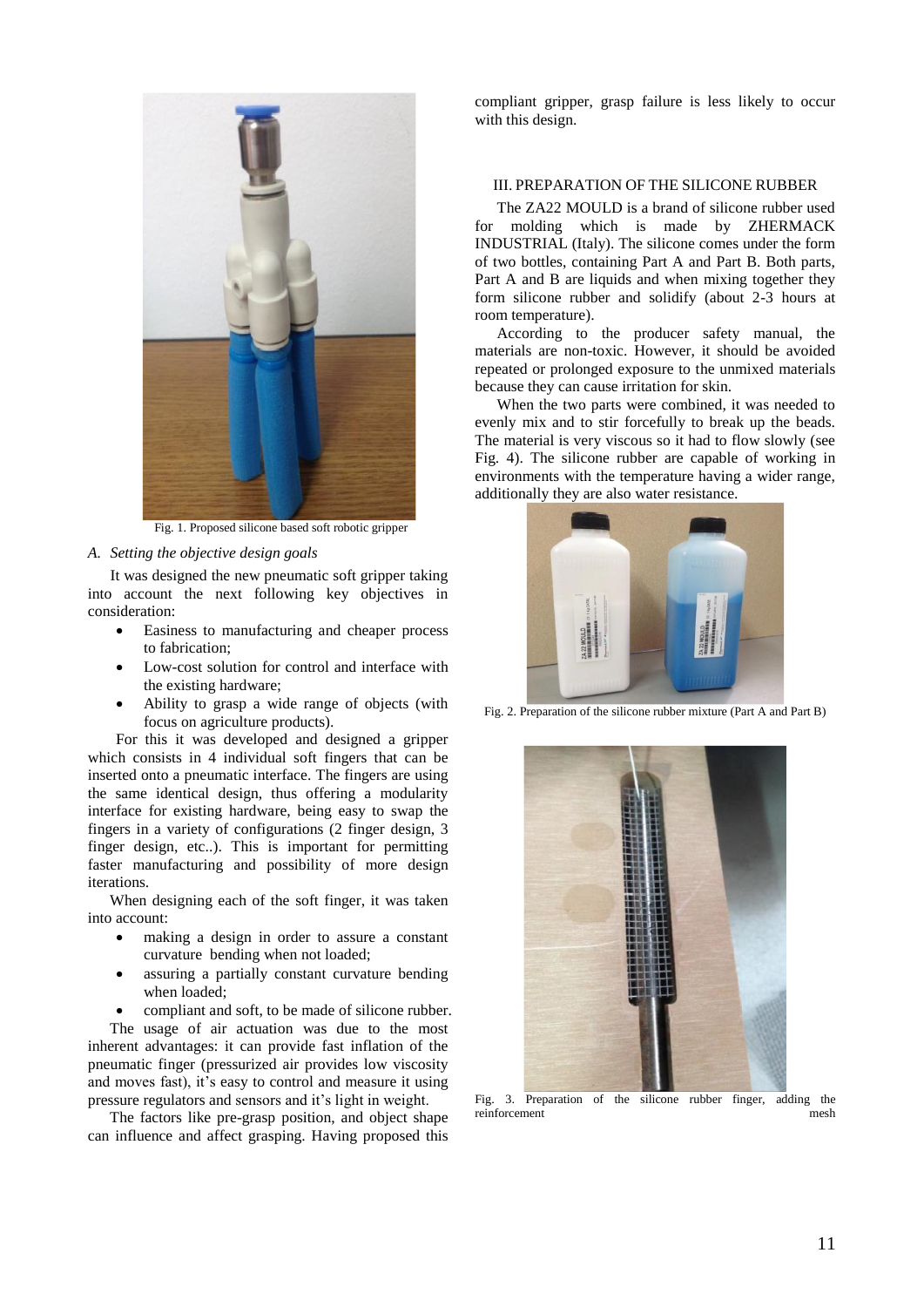Fig. 1. Proposed silicone based soft robotic gripper

*A. Setting the objective design goals*

It was designed the new pneumatic soft gripper taking into account the next following key objectives in consideration:

- Easiness to manufacturing and cheaper process to fabrication;
- Low-cost solution for control and interface with the existing hardware;
- Ability to grasp a wide range of objects (with focus on agriculture products).

For this it was developed and designed a gripper which consists in 4 individual soft fingers that can be inserted onto a pneumatic interface. The fingers are using the same identical design, thus offering a modularity interface for existing hardware, being easy to swap the fingers in a variety of configurations (2 finger design, 3 finger design, etc..). This is important for permitting faster manufacturing and possibility of more design iterations.

When designing each of the soft finger, it was taken into account:

- making a design in order to assure a constant curvature bending when not loaded;
- assuring a partially constant curvature bending when loaded;
- compliant and soft, to be made of silicone rubber.

The usage of air actuation was due to the most inherent advantages: it can provide fast inflation of the pneumatic finger (pressurized air provides low viscosity and moves fast), it's easy to control and measure it using pressure regulators and sensors and it's light in weight.

The factors like pre-grasp position, and object shape can influence and affect grasping. Having proposed this compliant gripper, grasp failure is less likely to occur with this design.

## III. PREPARATION OF THE SILICONE RUBBER

The ZA22 MOULD is a brand of silicone rubber used for molding which is made by ZHERMACK INDUSTRIAL (Italy). The silicone comes under the form of two bottles, containing Part A and Part B. Both parts, Part A and B are liquids and when mixing together they form silicone rubber and solidify (about 2-3 hours at room temperature).

According to the producer safety manual, the materials are non-toxic. However, it should be avoided repeated or prolonged exposure to the unmixed materials because they can cause irritation for skin.

When the two parts were combined, it was needed to evenly mix and to stir forcefully to break up the beads. The material is very viscous so it had to flow slowly (see Fig. 4). The silicone rubber are capable of working in environments with the temperature having a wider range, additionally they are also water resistance.

Fig. 2. Preparation of the silicone rubber mixture (Part A and Part B)

Fig. 3. Preparation of the silicone rubber finger, adding the reinforcement mesh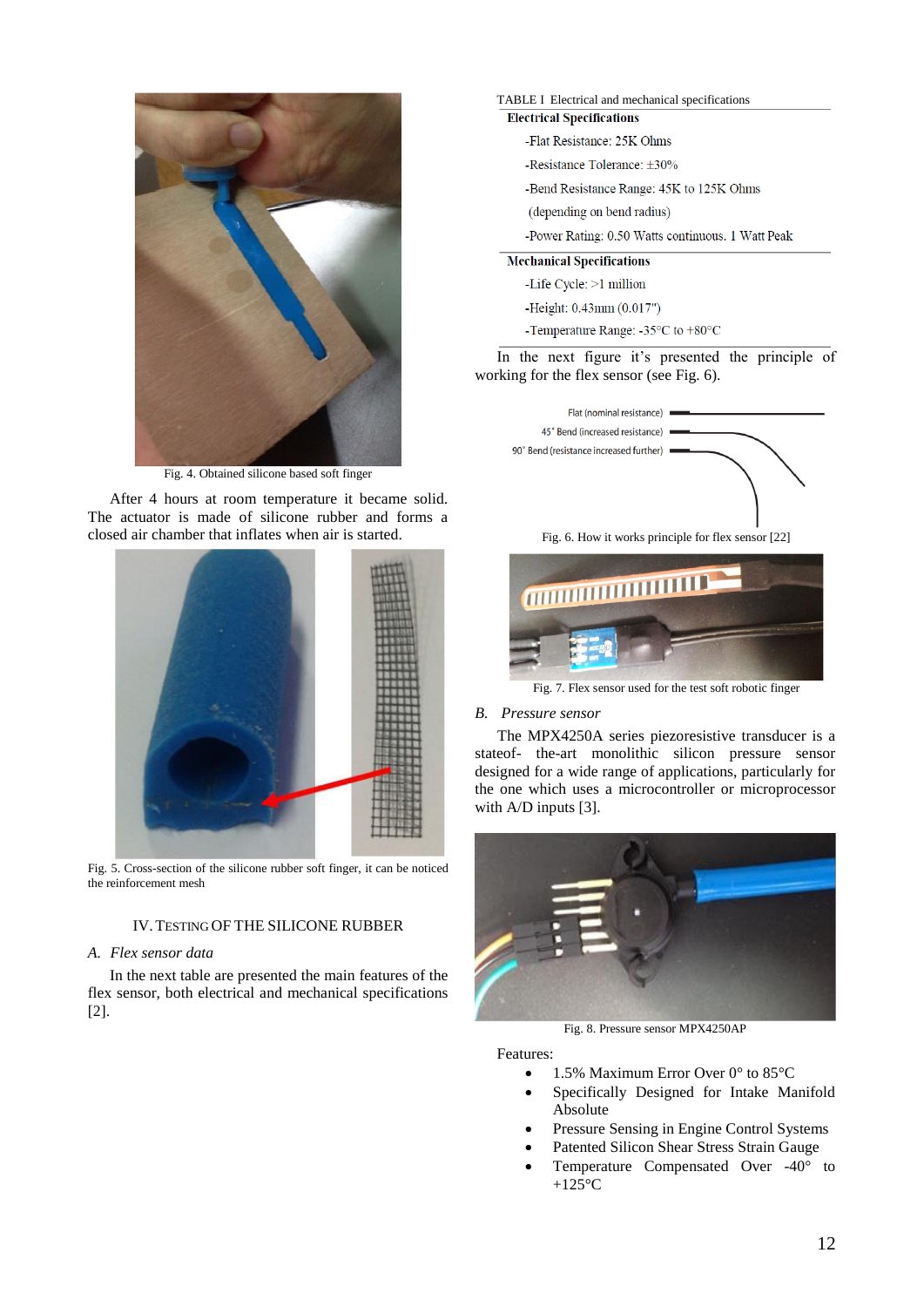Fig. 4. Obtained silicone based soft finger

After 4 hours at room temperature it became solid. The actuator is made of silicone rubber and forms a closed air chamber that inflates when air is started.

Fig. 5. Cross-section of the silicone rubber soft finger, it can be noticed the reinforcement mesh

## IV. TESTING OF THE SILICONE RUBBER

### *A. Flex sensor data*

In the next table are presented the main features of the flex sensor, both electrical and mechanical specifications [2].

TABLE I Electrical and mechanical specifications

| **Electrical Specifications** |
|---|
| -Flat Resistance: 25K Ohms |
| -Resistance Tolerance: ±30% |
| -Bend Resistance Range: 45K to 125K Ohms (depending on bend radius) |
| -Power Rating: 0.50 Watts continuous. 1 Watt Peak |
| **Mechanical Specifications** |
| -Life Cycle: >1 million |
| -Height: 0.43mm (0.017") |
| -Temperature Range: -35°C to +80°C |

In the next figure it's presented the principle of working for the flex sensor (see Fig. 6).

Flat (nominal resistance)
45° Bend (increased resistance)
90° Bend (resistance increased further)

Fig. 6. How it works principle for flex sensor [22]

Fig. 7. Flex sensor used for the test soft robotic finger

### *B. Pressure sensor*

The MPX4250A series piezoresistive transducer is a stateof- the-art monolithic silicon pressure sensor designed for a wide range of applications, particularly for the one which uses a microcontroller or microprocessor with A/D inputs [3].

Fig. 8. Pressure sensor MPX4250AP

Features:

- 1.5% Maximum Error Over 0° to 85°C
- Specifically Designed for Intake Manifold Absolute
- Pressure Sensing in Engine Control Systems
- Patented Silicon Shear Stress Strain Gauge
- Temperature Compensated Over -40° to +125°C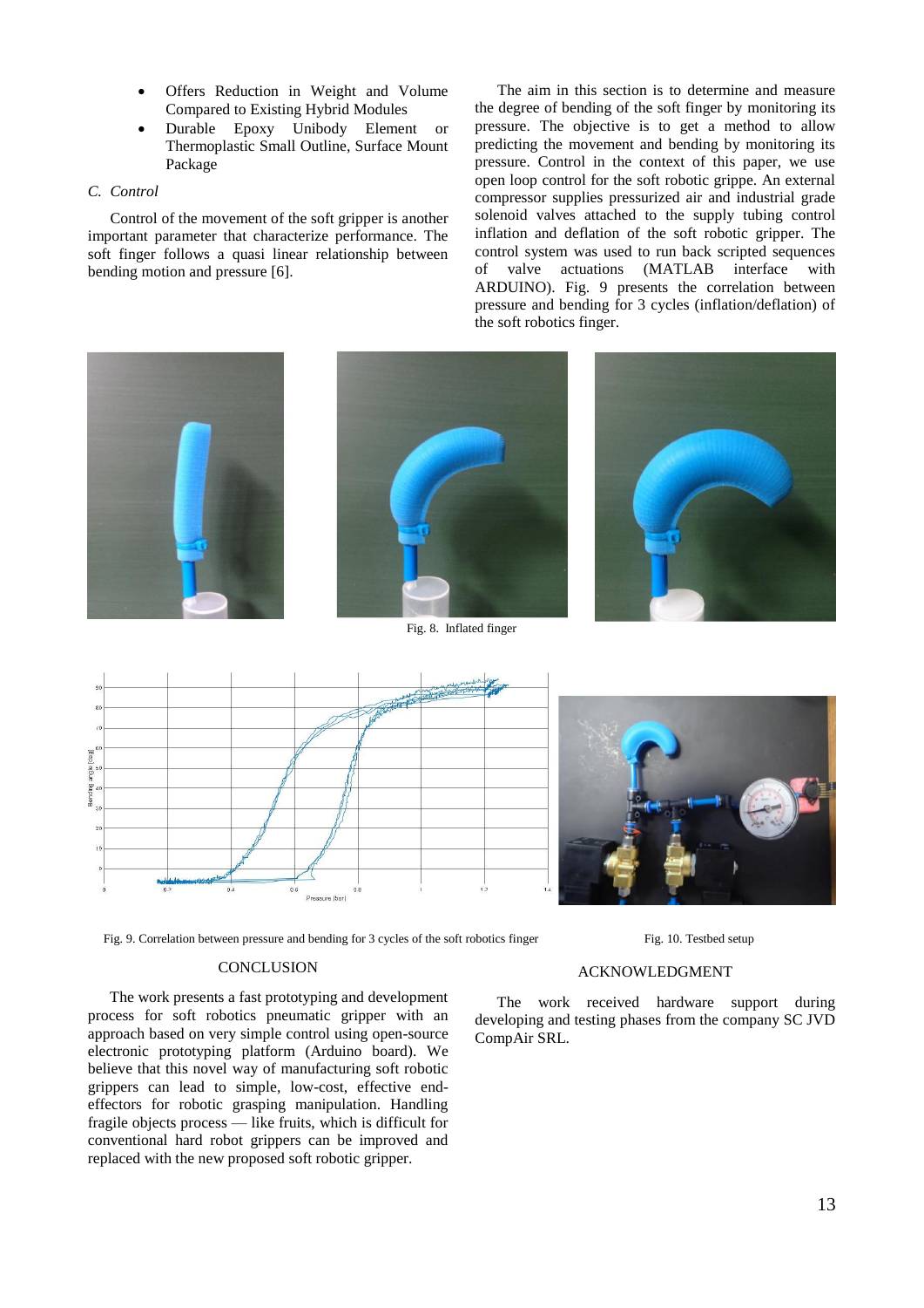- Offers Reduction in Weight and Volume Compared to Existing Hybrid Modules
- Durable Epoxy Unibody Element or Thermoplastic Small Outline, Surface Mount Package

### *C. Control*

Control of the movement of the soft gripper is another important parameter that characterize performance. The soft finger follows a quasi linear relationship between bending motion and pressure [6].

The aim in this section is to determine and measure the degree of bending of the soft finger by monitoring its pressure. The objective is to get a method to allow predicting the movement and bending by monitoring its pressure. Control in the context of this paper, we use open loop control for the soft robotic grippe. An external compressor supplies pressurized air and industrial grade solenoid valves attached to the supply tubing control inflation and deflation of the soft robotic gripper. The control system was used to run back scripted sequences of valve actuations (MATLAB interface with ARDUINO). Fig. 9 presents the correlation between pressure and bending for 3 cycles (inflation/deflation) of the soft robotics finger.

Fig. 8. Inflated finger

Fig. 9. Correlation between pressure and bending for 3 cycles of the soft robotics finger

Fig. 10. Testbed setup

## CONCLUSION

The work presents a fast prototyping and development process for soft robotics pneumatic gripper with an approach based on very simple control using open-source electronic prototyping platform (Arduino board). We believe that this novel way of manufacturing soft robotic grippers can lead to simple, low-cost, effective end-effectors for robotic grasping manipulation. Handling fragile objects process — like fruits, which is difficult for conventional hard robot grippers can be improved and replaced with the new proposed soft robotic gripper.

## ACKNOWLEDGMENT

The work received hardware support during developing and testing phases from the company SC JVD CompAir SRL.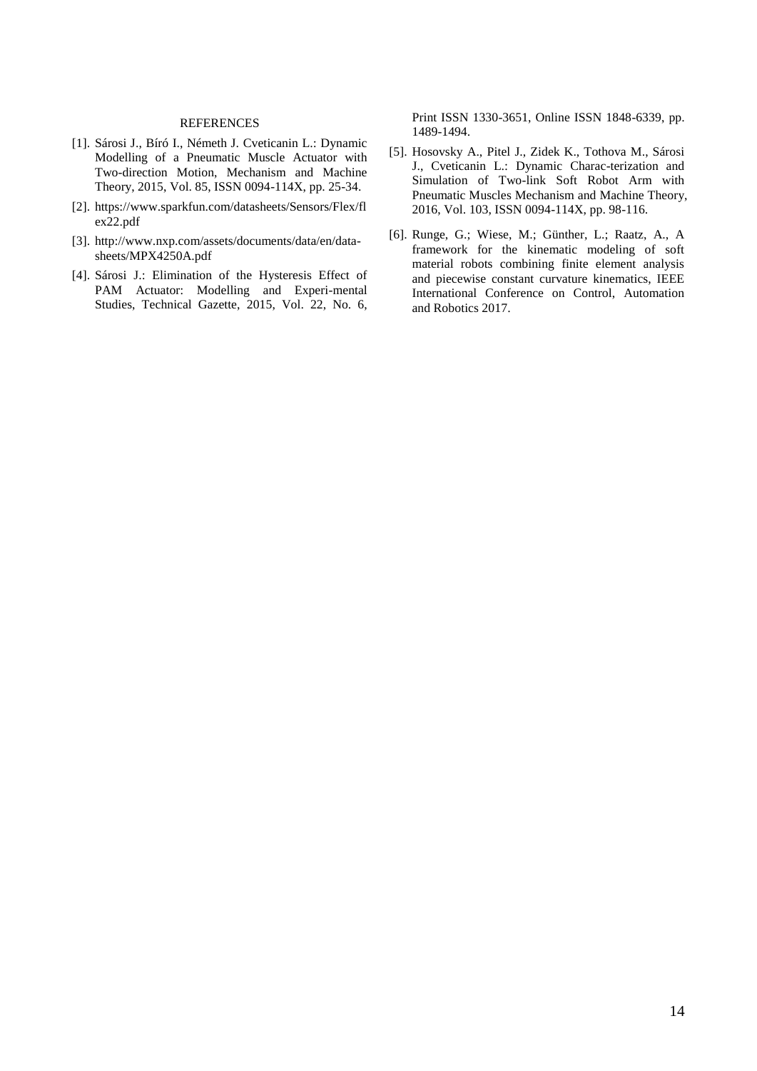## REFERENCES

[1]. Sárosi J., Bíró I., Németh J. Cveticanin L.: Dynamic Modelling of a Pneumatic Muscle Actuator with Two-direction Motion, Mechanism and Machine Theory, 2015, Vol. 85, ISSN 0094-114X, pp. 25-34.

[2]. https://www.sparkfun.com/datasheets/Sensors/Flex/flex22.pdf

[3]. http://www.nxp.com/assets/documents/data/en/data-sheets/MPX4250A.pdf

[4]. Sárosi J.: Elimination of the Hysteresis Effect of PAM Actuator: Modelling and Experi-mental Studies, Technical Gazette, 2015, Vol. 22, No. 6, Print ISSN 1330-3651, Online ISSN 1848-6339, pp. 1489-1494.

[5]. Hosovsky A., Pitel J., Zidek K., Tothova M., Sárosi J., Cveticanin L.: Dynamic Charac-terization and Simulation of Two-link Soft Robot Arm with Pneumatic Muscles Mechanism and Machine Theory, 2016, Vol. 103, ISSN 0094-114X, pp. 98-116.

[6]. Runge, G.; Wiese, M.; Günther, L.; Raatz, A., A framework for the kinematic modeling of soft material robots combining finite element analysis and piecewise constant curvature kinematics, IEEE International Conference on Control, Automation and Robotics 2017.